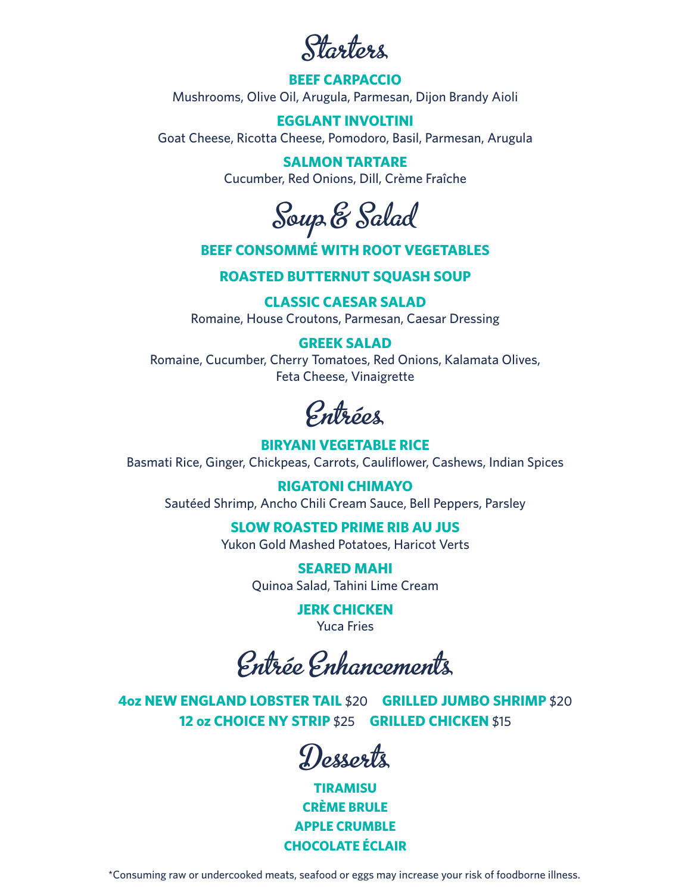# Starters

**BEEF CARPACCIO**
Mushrooms, Olive Oil, Arugula, Parmesan, Dijon Brandy Aioli

**EGGLANT INVOLTINI**
Goat Cheese, Ricotta Cheese, Pomodoro, Basil, Parmesan, Arugula

**SALMON TARTARE**
Cucumber, Red Onions, Dill, Crème Fraîche

# Soup & Salad

**BEEF CONSOMMÉ WITH ROOT VEGETABLES**

**ROASTED BUTTERNUT SQUASH SOUP**

**CLASSIC CAESAR SALAD**
Romaine, House Croutons, Parmesan, Caesar Dressing

**GREEK SALAD**
Romaine, Cucumber, Cherry Tomatoes, Red Onions, Kalamata Olives, Feta Cheese, Vinaigrette

# Entrées

**BIRYANI VEGETABLE RICE**
Basmati Rice, Ginger, Chickpeas, Carrots, Cauliflower, Cashews, Indian Spices

**RIGATONI CHIMAYO**
Sautéed Shrimp, Ancho Chili Cream Sauce, Bell Peppers, Parsley

**SLOW ROASTED PRIME RIB AU JUS**
Yukon Gold Mashed Potatoes, Haricot Verts

**SEARED MAHI**
Quinoa Salad, Tahini Lime Cream

**JERK CHICKEN**
Yuca Fries

# Entrée Enhancements

**4oz NEW ENGLAND LOBSTER TAIL** $20 **GRILLED JUMBO SHRIMP** $20
**12 oz CHOICE NY STRIP** $25 **GRILLED CHICKEN** $15

# Desserts

**TIRAMISU**
**CRÈME BRULE**
**APPLE CRUMBLE**
**CHOCOLATE ÉCLAIR**

*Consuming raw or undercooked meats, seafood or eggs may increase your risk of foodborne illness.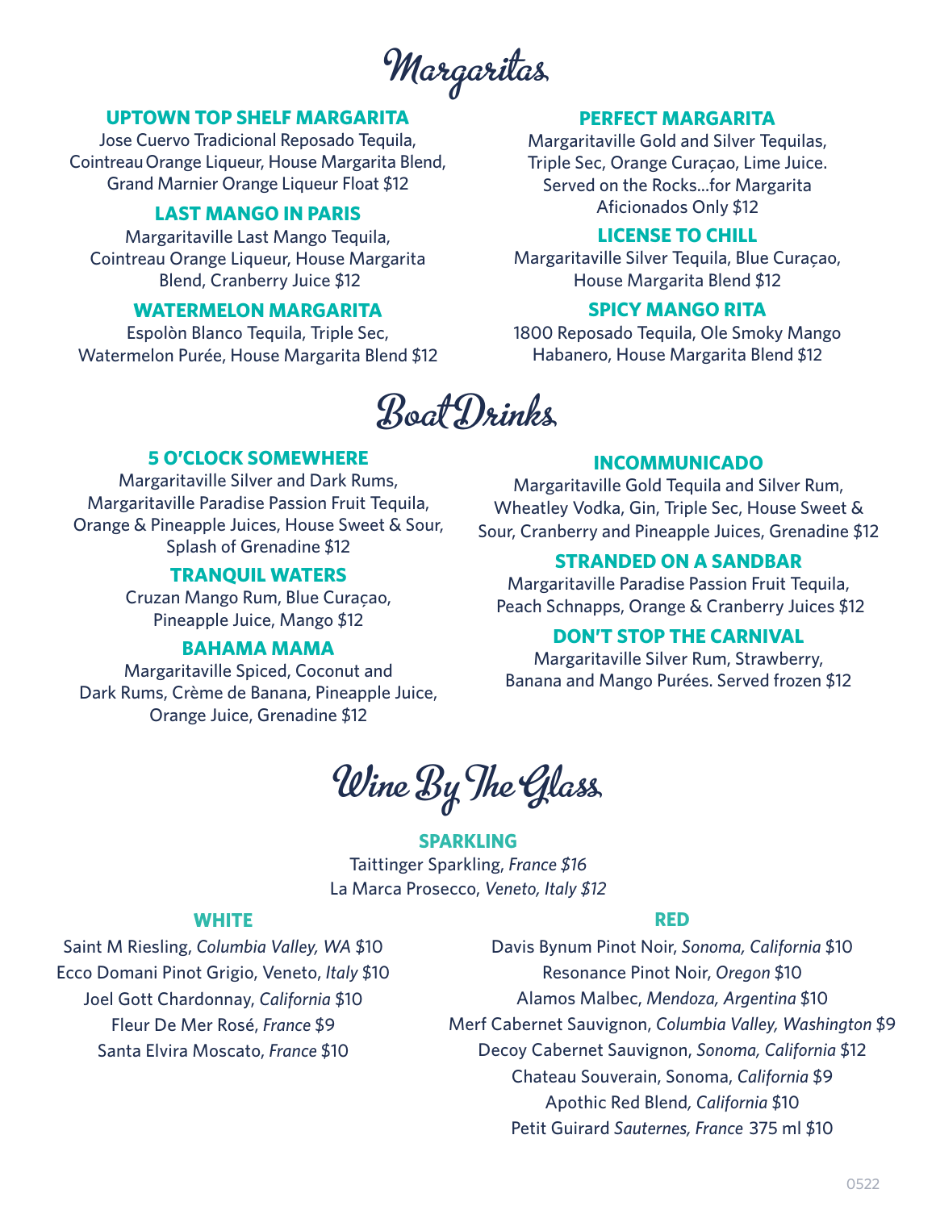# Margaritas

### UPTOWN TOP SHELF MARGARITA
Jose Cuervo Tradicional Reposado Tequila, Cointreau Orange Liqueur, House Margarita Blend, Grand Marnier Orange Liqueur Float $12

### LAST MANGO IN PARIS
Margaritaville Last Mango Tequila, Cointreau Orange Liqueur, House Margarita Blend, Cranberry Juice $12

### WATERMELON MARGARITA
Espolòn Blanco Tequila, Triple Sec, Watermelon Purée, House Margarita Blend $12

### PERFECT MARGARITA
Margaritaville Gold and Silver Tequilas, Triple Sec, Orange Curaçao, Lime Juice. Served on the Rocks...for Margarita Aficionados Only $12

### LICENSE TO CHILL
Margaritaville Silver Tequila, Blue Curaçao, House Margarita Blend $12

### SPICY MANGO RITA
1800 Reposado Tequila, Ole Smoky Mango Habanero, House Margarita Blend $12

# Boat Drinks

### 5 O'CLOCK SOMEWHERE
Margaritaville Silver and Dark Rums, Margaritaville Paradise Passion Fruit Tequila, Orange & Pineapple Juices, House Sweet & Sour, Splash of Grenadine $12

### TRANQUIL WATERS
Cruzan Mango Rum, Blue Curaçao, Pineapple Juice, Mango $12

### BAHAMA MAMA
Margaritaville Spiced, Coconut and Dark Rums, Crème de Banana, Pineapple Juice, Orange Juice, Grenadine $12

### INCOMMUNICADO
Margaritaville Gold Tequila and Silver Rum, Wheatley Vodka, Gin, Triple Sec, House Sweet & Sour, Cranberry and Pineapple Juices, Grenadine $12

### STRANDED ON A SANDBAR
Margaritaville Paradise Passion Fruit Tequila, Peach Schnapps, Orange & Cranberry Juices $12

### DON'T STOP THE CARNIVAL
Margaritaville Silver Rum, Strawberry, Banana and Mango Purées. Served frozen $12

# Wine By The Glass

### SPARKLING
Taittinger Sparkling, *France $16*

La Marca Prosecco, *Veneto, Italy $12*

### WHITE
Saint M Riesling, *Columbia Valley, WA* $10

Ecco Domani Pinot Grigio, Veneto, *Italy* $10

Joel Gott Chardonnay, *California* $10

Fleur De Mer Rosé, *France* $9

Santa Elvira Moscato, *France* $10

### RED
Davis Bynum Pinot Noir, *Sonoma, California* $10

Resonance Pinot Noir, *Oregon* $10

Alamos Malbec, *Mendoza, Argentina* $10

Merf Cabernet Sauvignon, *Columbia Valley, Washington* $9

Decoy Cabernet Sauvignon, *Sonoma, California* $12

Chateau Souverain, Sonoma, *California* $9

Apothic Red Blend*, California* $10

Petit Guirard *Sauternes, France* 375 ml $10

0522